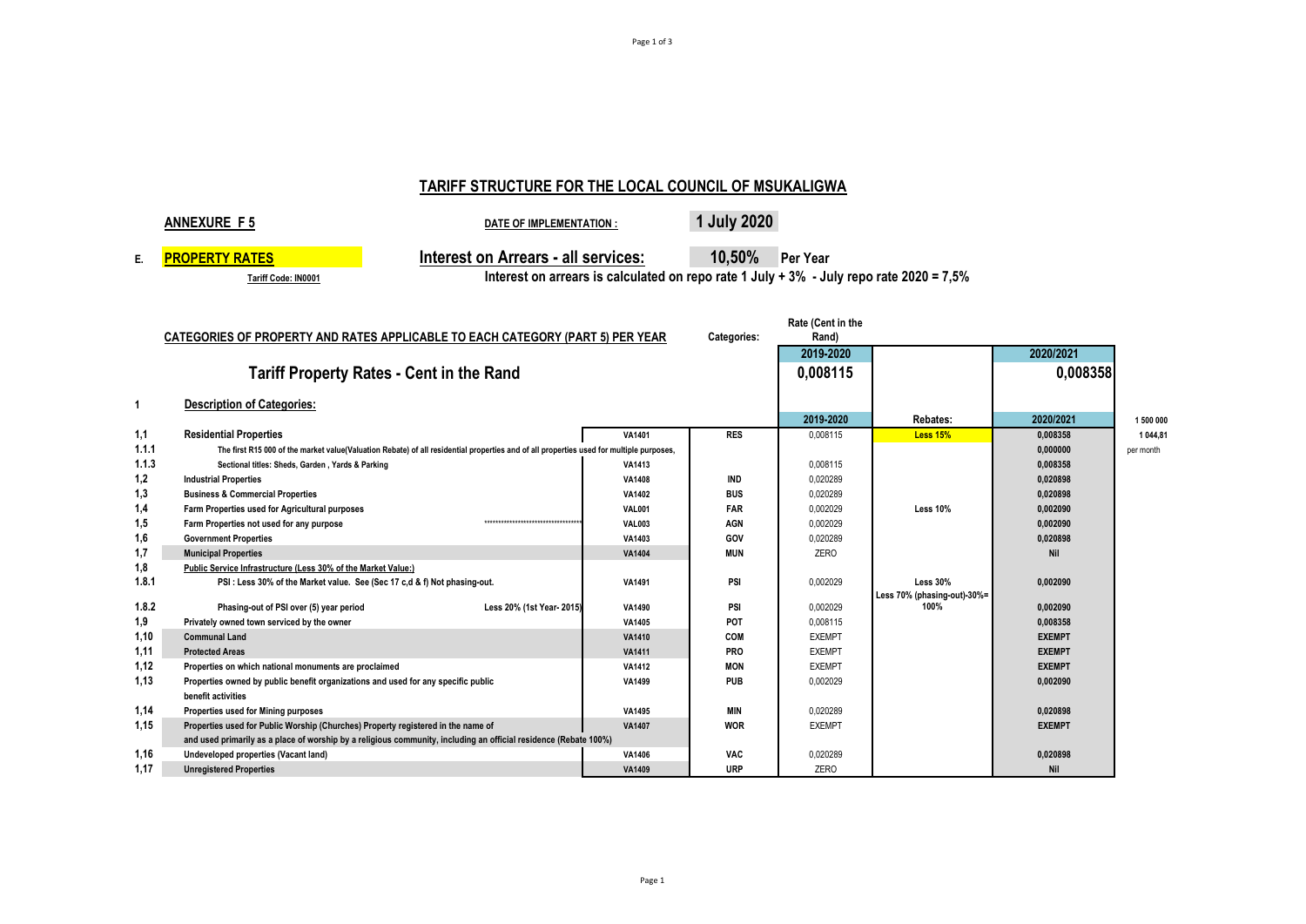# TARIFF STRUCTURE FOR THE LOCAL COUNCIL OF MSUKALIGWA

**ANNEXURE F 5** — **DATE OF IMPLEMENTATION :** **1 July 2020**

**E. PROPERTY RATES** — **Interest on Arrears - all services:** **10,50%** **Per Year**

Tariff Code: IN0001 — **Interest on arrears is calculated on repo rate 1 July + 3% - July repo rate 2020 = 7,5%**

**CATEGORIES OF PROPERTY AND RATES APPLICABLE TO EACH CATEGORY (PART 5) PER YEAR**

| | | | Categories: | Rate (Cent in the Rand) | | | |
|---|---|---|---|---|---|---|---|
| | | | | 2019-2020 | | 2020/2021 | |
| | **Tariff Property Rates - Cent in the Rand** | | | 0,008115 | | 0,008358 | |
| 1 | **Description of Categories:** | | | | | | |
| | | | | 2019-2020 | Rebates: | 2020/2021 | 1 500 000 |
| 1,1 | Residential Properties | VA1401 | RES | 0,008115 | Less 15% | 0,008358 | 1 044,81 |
| 1.1.1 | The first R15 000 of the market value(Valuation Rebate) of all residential properties and of all properties used for multiple purposes, | | | | | 0,000000 | per month |
| 1.1.3 | Sectional titles: Sheds, Garden , Yards & Parking | VA1413 | | 0,008115 | | 0,008358 | |
| 1,2 | Industrial Properties | VA1408 | IND | 0,020289 | | 0,020898 | |
| 1,3 | Business & Commercial Properties | VA1402 | BUS | 0,020289 | | 0,020898 | |
| 1,4 | Farm Properties used for Agricultural purposes | VAL001 | FAR | 0,002029 | Less 10% | 0,002090 | |
| 1,5 | Farm Properties not used for any purpose ************************************ | VAL003 | AGN | 0,002029 | | 0,002090 | |
| 1,6 | Government Properties | VA1403 | GOV | 0,020289 | | 0,020898 | |
| 1,7 | Municipal Properties | VA1404 | MUN | ZERO | | Nil | |
| 1,8 | Public Service Infrastructure (Less 30% of the Market Value:) | | | | | | |
| 1.8.1 | PSI : Less 30% of the Market value. See (Sec 17 c,d & f) Not phasing-out. | VA1491 | PSI | 0,002029 | Less 30% | 0,002090 | |
| 1.8.2 | Phasing-out of PSI over (5) year period — Less 20% (1st Year- 2015) | VA1490 | PSI | 0,002029 | Less 70% (phasing-out)-30%= 100% | 0,002090 | |
| 1,9 | Privately owned town serviced by the owner | VA1405 | POT | 0,008115 | | 0,008358 | |
| 1,10 | Communal Land | VA1410 | COM | EXEMPT | | EXEMPT | |
| 1,11 | Protected Areas | VA1411 | PRO | EXEMPT | | EXEMPT | |
| 1,12 | Properties on which national monuments are proclaimed | VA1412 | MON | EXEMPT | | EXEMPT | |
| 1,13 | Properties owned by public benefit organizations and used for any specific public benefit activities | VA1499 | PUB | 0,002029 | | 0,002090 | |
| 1,14 | Properties used for Mining purposes | VA1495 | MIN | 0,020289 | | 0,020898 | |
| 1,15 | Properties used for Public Worship (Churches) Property registered in the name of and used primarily as a place of worship by a religious community, including an official residence (Rebate 100%) | VA1407 | WOR | EXEMPT | | EXEMPT | |
| 1,16 | Undeveloped properties (Vacant land) | VA1406 | VAC | 0,020289 | | 0,020898 | |
| 1,17 | Unregistered Properties | VA1409 | URP | ZERO | | Nil | |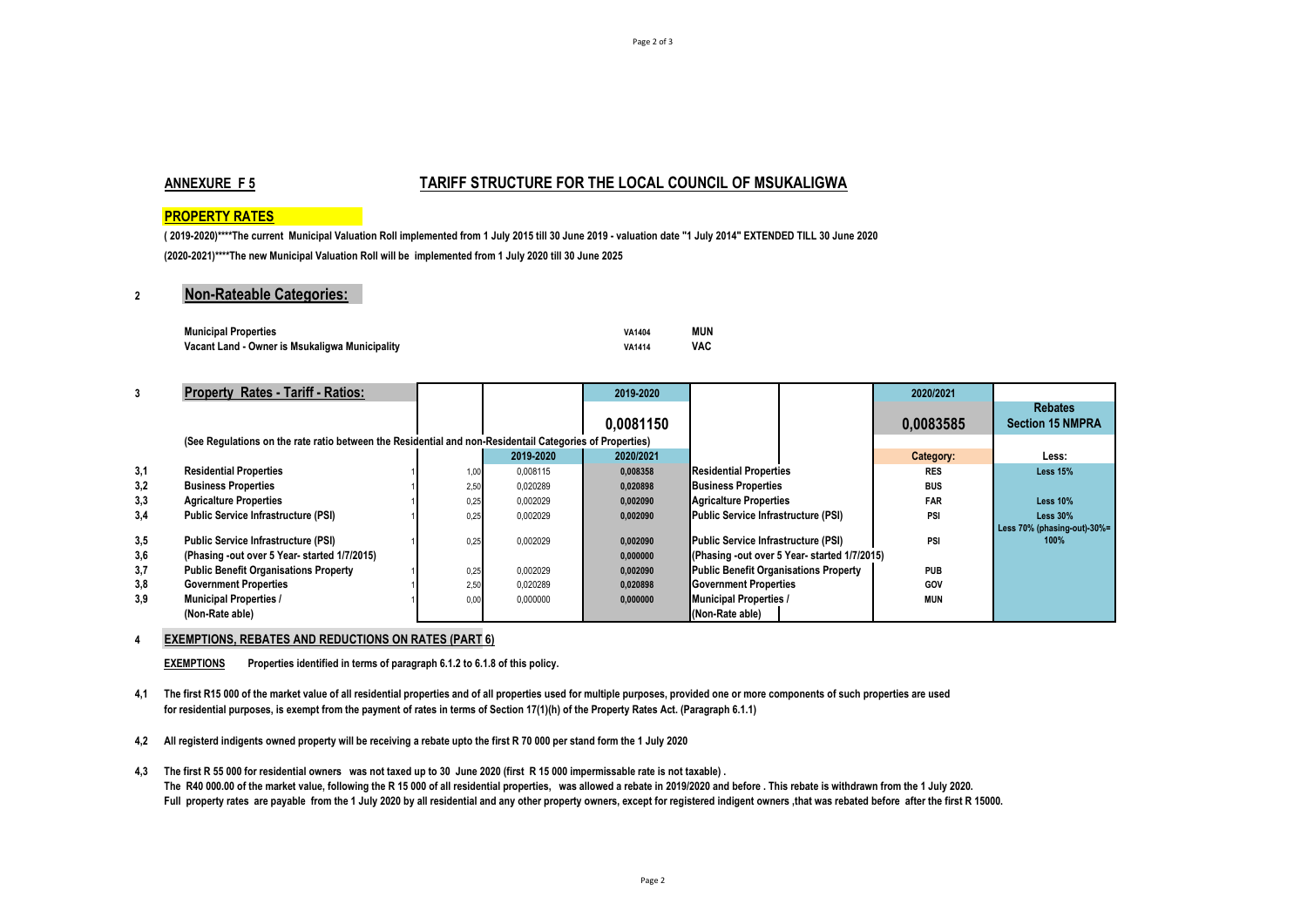## ANNEXURE F 5

## TARIFF STRUCTURE FOR THE LOCAL COUNCIL OF MSUKALIGWA

### PROPERTY RATES

**( 2019-2020)\*\*\*\*The current Municipal Valuation Roll implemented from 1 July 2015 till 30 June 2019 - valuation date "1 July 2014" EXTENDED TILL 30 June 2020**

**(2020-2021)\*\*\*\*The new Municipal Valuation Roll will be implemented from 1 July 2020 till 30 June 2025**

### 2 Non-Rateable Categories:

| | | |
|---|---|---|
| **Municipal Properties** | VA1404 | **MUN** |
| **Vacant Land - Owner is Msukaligwa Municipality** | VA1414 | **VAC** |

### 3 Property Rates - Tariff - Ratios:

| | | | | | 2019-2020 | | 2020/2021 | |
|---|---|---|---|---|---|---|---|---|
| | | | | | **0,0081150** | | **0,0083585** | **Rebates Section 15 NMPRA** |
| | **(See Regulations on the rate ratio between the Residential and non-Residentail Categories of Properties)** | | | | | | | |
| | | | | 2019-2020 | 2020/2021 | | **Category:** | **Less:** |
| 3,1 | **Residential Properties** | 1 | 1,00 | 0,008115 | 0,008358 | **Residential Properties** | RES | **Less 15%** |
| 3,2 | **Business Properties** | 1 | 2,50 | 0,020289 | 0,020898 | **Business Properties** | BUS | |
| 3,3 | **Agricalture Properties** | 1 | 0,25 | 0,002029 | 0,002090 | **Agricalture Properties** | FAR | **Less 10%** |
| 3,4 | **Public Service Infrastructure (PSI)** | 1 | 0,25 | 0,002029 | 0,002090 | **Public Service Infrastructure (PSI)** | PSI | **Less 30%** |
| 3,5 | **Public Service Infrastructure (PSI)** | 1 | 0,25 | 0,002029 | 0,002090 | **Public Service Infrastructure (PSI)** | PSI | **Less 70% (phasing-out)-30%= 100%** |
| 3,6 | **(Phasing -out over 5 Year- started 1/7/2015)** | | | | 0,000000 | **(Phasing -out over 5 Year- started 1/7/2015)** | | |
| 3,7 | **Public Benefit Organisations Property** | 1 | 0,25 | 0,002029 | 0,002090 | **Public Benefit Organisations Property** | PUB | |
| 3,8 | **Government Properties** | 1 | 2,50 | 0,020289 | 0,020898 | **Government Properties** | GOV | |
| 3,9 | **Municipal Properties / (Non-Rate able)** | 1 | 0,00 | 0,000000 | 0,000000 | **Municipal Properties / (Non-Rate able)** | MUN | |

### 4 EXEMPTIONS, REBATES AND REDUCTIONS ON RATES (PART 6)

**EXEMPTIONS** **Properties identified in terms of paragraph 6.1.2 to 6.1.8 of this policy.**

**4,1** **The first R15 000 of the market value of all residential properties and of all properties used for multiple purposes, provided one or more components of such properties are used for residential purposes, is exempt from the payment of rates in terms of Section 17(1)(h) of the Property Rates Act. (Paragraph 6.1.1)**

**4,2** **All registerd indigents owned property will be receiving a rebate upto the first R 70 000 per stand form the 1 July 2020**

**4,3** **The first R 55 000 for residential owners was not taxed up to 30 June 2020 (first R 15 000 impermissable rate is not taxable) .**
**The R40 000.00 of the market value, following the R 15 000 of all residential properties, was allowed a rebate in 2019/2020 and before . This rebate is withdrawn from the 1 July 2020.**
**Full property rates are payable from the 1 July 2020 by all residential and any other property owners, except for registered indigent owners ,that was rebated before after the first R 15000.**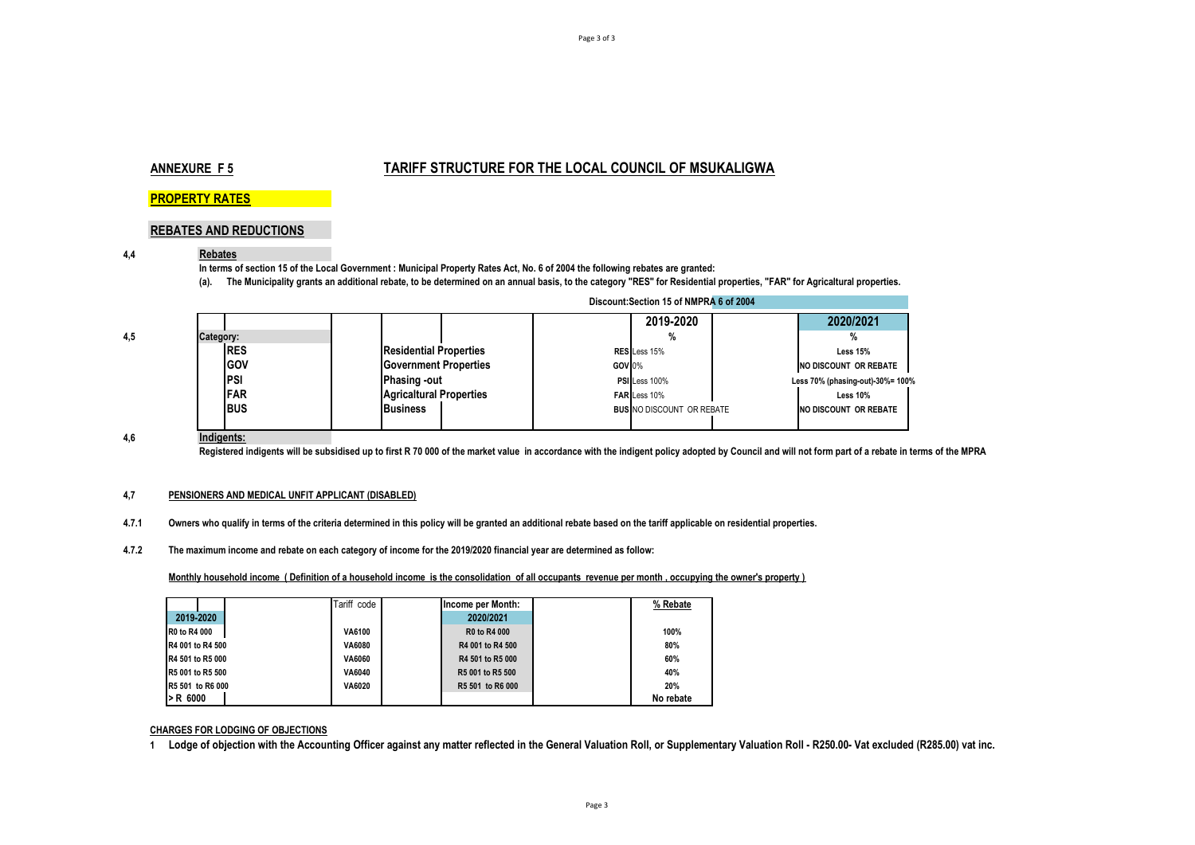## ANNEXURE F 5

## TARIFF STRUCTURE FOR THE LOCAL COUNCIL OF MSUKALIGWA

### PROPERTY RATES

### REBATES AND REDUCTIONS

**4,4 Rebates**

**In terms of section 15 of the Local Government : Municipal Property Rates Act, No. 6 of 2004 the following rebates are granted:**

**(a). The Municipality grants an additional rebate, to be determined on an annual basis, to the category "RES" for Residential properties, "FAR" for Agricaltural properties.**

**4,5**

| | | Discount:Section 15 of NMPRA 6 of 2004 | |
|---|---|---|---|
| | | **2019-2020** | **2020/2021** |
| **Category:** | | **%** | **%** |
| **RES** | **Residential Properties** | **RES** Less 15% | **Less 15%** |
| **GOV** | **Government Properties** | **GOV** 0% | **NO DISCOUNT OR REBATE** |
| **PSI** | **Phasing -out** | **PSI** Less 100% | **Less 70% (phasing-out)-30%= 100%** |
| **FAR** | **Agricaltural Properties** | **FAR** Less 10% | **Less 10%** |
| **BUS** | **Business** | **BUS** NO DISCOUNT OR REBATE | **NO DISCOUNT OR REBATE** |

**4,6 Indigents:**

**Registered indigents will be subsidised up to first R 70 000 of the market value in accordance with the indigent policy adopted by Council and will not form part of a rebate in terms of the MPRA**

**4,7 PENSIONERS AND MEDICAL UNFIT APPLICANT (DISABLED)**

**4.7.1** **Owners who qualify in terms of the criteria determined in this policy will be granted an additional rebate based on the tariff applicable on residential properties.**

**4.7.2** **The maximum income and rebate on each category of income for the 2019/2020 financial year are determined as follow:**

**Monthly household income ( Definition of a household income is the consolidation of all occupants revenue per month , occupying the owner's property )**

| | Tariff code | Income per Month: | % Rebate |
|---|---|---|---|
| **2019-2020** | | **2020/2021** | |
| **R0 to R4 000** | **VA6100** | **R0 to R4 000** | **100%** |
| **R4 001 to R4 500** | **VA6080** | **R4 001 to R4 500** | **80%** |
| **R4 501 to R5 000** | **VA6060** | **R4 501 to R5 000** | **60%** |
| **R5 001 to R5 500** | **VA6040** | **R5 001 to R5 500** | **40%** |
| **R5 501 to R6 000** | **VA6020** | **R5 501 to R6 000** | **20%** |
| **> R 6000** | | | **No rebate** |

**CHARGES FOR LODGING OF OBJECTIONS**

**1 Lodge of objection with the Accounting Officer against any matter reflected in the General Valuation Roll, or Supplementary Valuation Roll - R250.00- Vat excluded (R285.00) vat inc.**